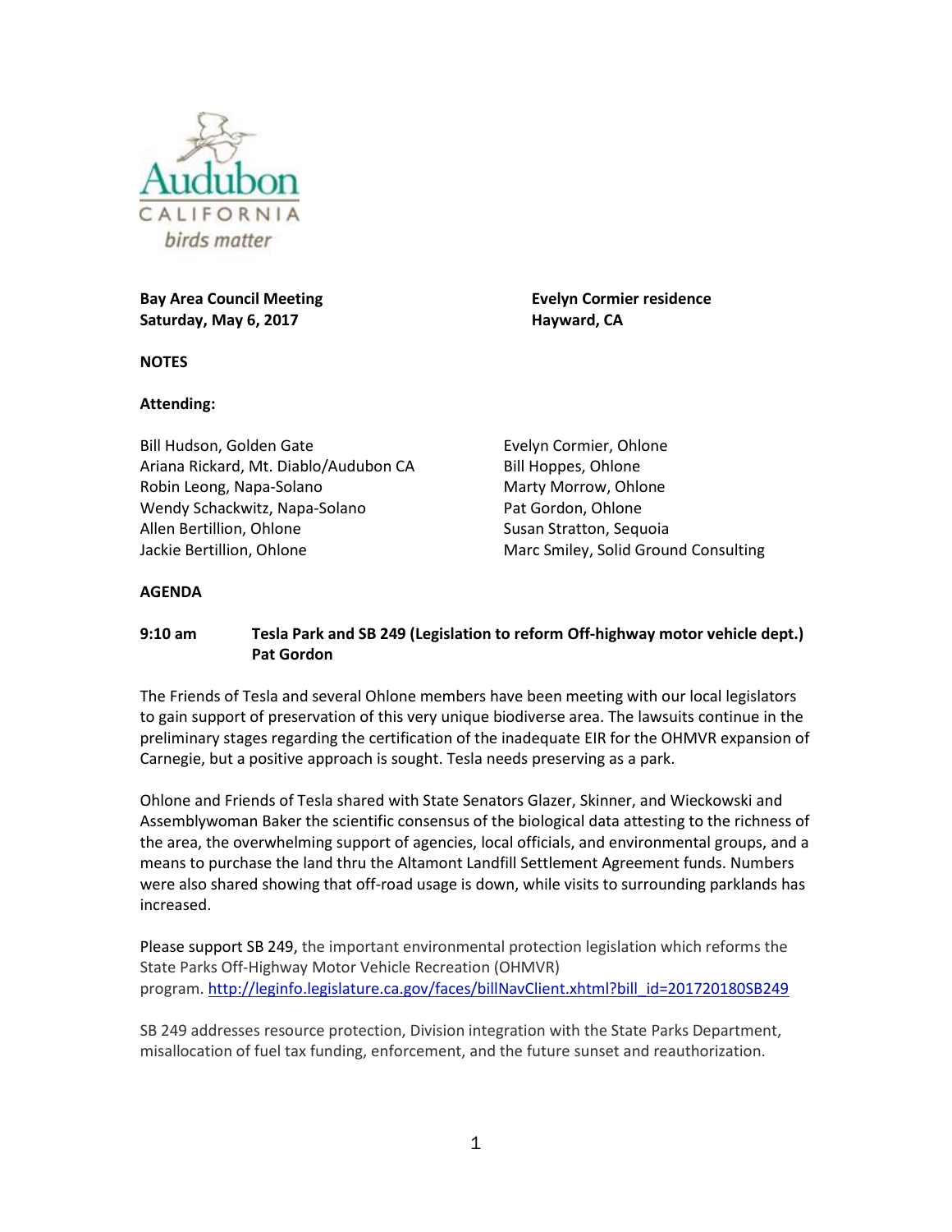Audubon CALIFORNIA *birds matter*

**Bay Area Council Meeting**
**Saturday, May 6, 2017**

**Evelyn Cormier residence**
**Hayward, CA**

**NOTES**

**Attending:**

Bill Hudson, Golden Gate
Ariana Rickard, Mt. Diablo/Audubon CA
Robin Leong, Napa-Solano
Wendy Schackwitz, Napa-Solano
Allen Bertillion, Ohlone
Jackie Bertillion, Ohlone
Evelyn Cormier, Ohlone
Bill Hoppes, Ohlone
Marty Morrow, Ohlone
Pat Gordon, Ohlone
Susan Stratton, Sequoia
Marc Smiley, Solid Ground Consulting

**AGENDA**

**9:10 am Tesla Park and SB 249 (Legislation to reform Off-highway motor vehicle dept.) Pat Gordon**

The Friends of Tesla and several Ohlone members have been meeting with our local legislators to gain support of preservation of this very unique biodiverse area. The lawsuits continue in the preliminary stages regarding the certification of the inadequate EIR for the OHMVR expansion of Carnegie, but a positive approach is sought. Tesla needs preserving as a park.

Ohlone and Friends of Tesla shared with State Senators Glazer, Skinner, and Wieckowski and Assemblywoman Baker the scientific consensus of the biological data attesting to the richness of the area, the overwhelming support of agencies, local officials, and environmental groups, and a means to purchase the land thru the Altamont Landfill Settlement Agreement funds. Numbers were also shared showing that off-road usage is down, while visits to surrounding parklands has increased.

Please support SB 249, the important environmental protection legislation which reforms the State Parks Off-Highway Motor Vehicle Recreation (OHMVR) program. http://leginfo.legislature.ca.gov/faces/billNavClient.xhtml?bill_id=201720180SB249

SB 249 addresses resource protection, Division integration with the State Parks Department, misallocation of fuel tax funding, enforcement, and the future sunset and reauthorization.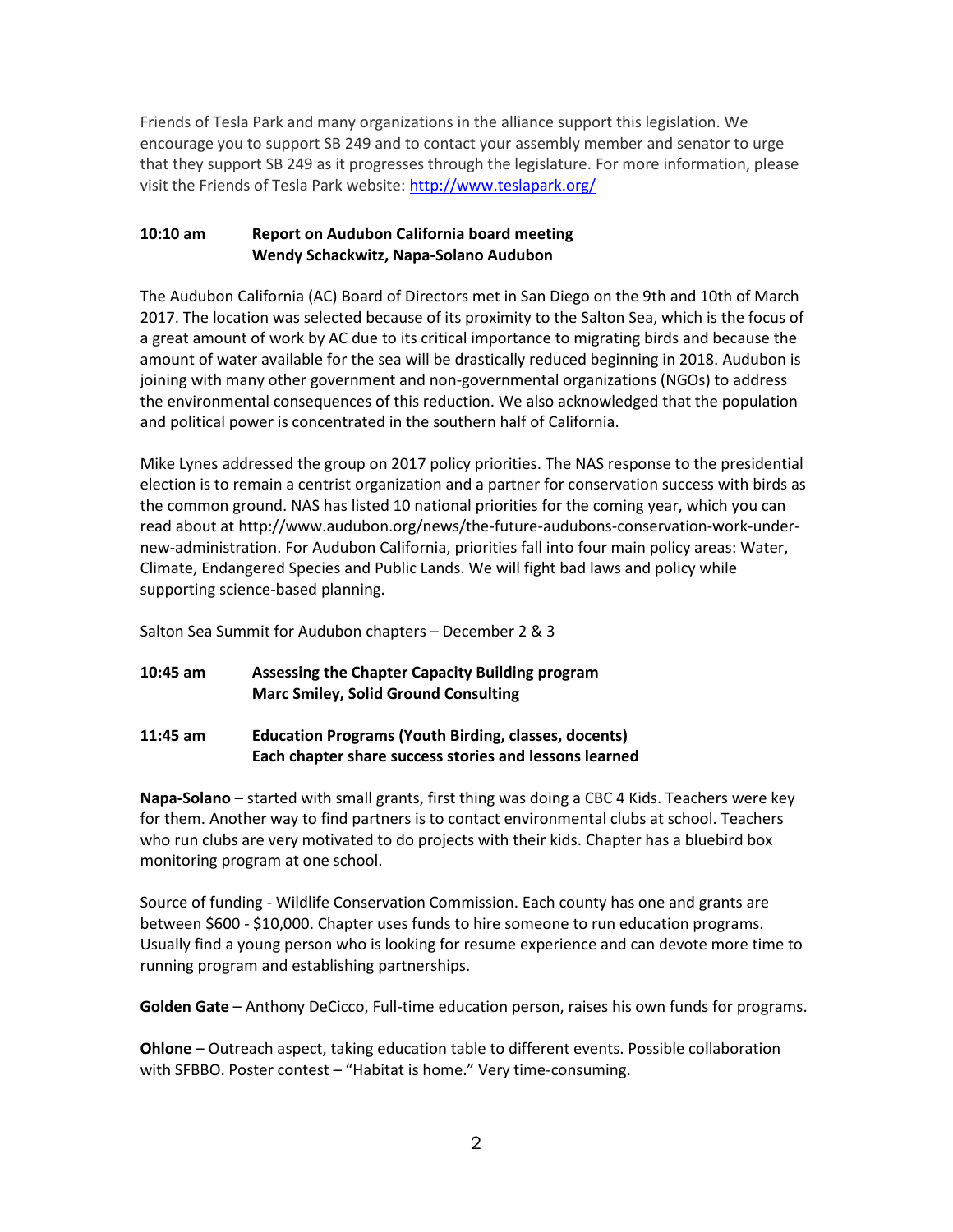Friends of Tesla Park and many organizations in the alliance support this legislation. We encourage you to support SB 249 and to contact your assembly member and senator to urge that they support SB 249 as it progresses through the legislature. For more information, please visit the Friends of Tesla Park website: [http://www.teslapark.org/](http://www.teslapark.org/)

**10:10 am Report on Audubon California board meeting**
**Wendy Schackwitz, Napa-Solano Audubon**

The Audubon California (AC) Board of Directors met in San Diego on the 9th and 10th of March 2017. The location was selected because of its proximity to the Salton Sea, which is the focus of a great amount of work by AC due to its critical importance to migrating birds and because the amount of water available for the sea will be drastically reduced beginning in 2018. Audubon is joining with many other government and non-governmental organizations (NGOs) to address the environmental consequences of this reduction. We also acknowledged that the population and political power is concentrated in the southern half of California.

Mike Lynes addressed the group on 2017 policy priorities. The NAS response to the presidential election is to remain a centrist organization and a partner for conservation success with birds as the common ground. NAS has listed 10 national priorities for the coming year, which you can read about at http://www.audubon.org/news/the-future-audubons-conservation-work-under-new-administration. For Audubon California, priorities fall into four main policy areas: Water, Climate, Endangered Species and Public Lands. We will fight bad laws and policy while supporting science-based planning.

Salton Sea Summit for Audubon chapters – December 2 & 3

**10:45 am Assessing the Chapter Capacity Building program**
**Marc Smiley, Solid Ground Consulting**

**11:45 am Education Programs (Youth Birding, classes, docents)**
**Each chapter share success stories and lessons learned**

**Napa-Solano** – started with small grants, first thing was doing a CBC 4 Kids. Teachers were key for them. Another way to find partners is to contact environmental clubs at school. Teachers who run clubs are very motivated to do projects with their kids. Chapter has a bluebird box monitoring program at one school.

Source of funding - Wildlife Conservation Commission. Each county has one and grants are between $600 - $10,000. Chapter uses funds to hire someone to run education programs. Usually find a young person who is looking for resume experience and can devote more time to running program and establishing partnerships.

**Golden Gate** – Anthony DeCicco, Full-time education person, raises his own funds for programs.

**Ohlone** – Outreach aspect, taking education table to different events. Possible collaboration with SFBBO. Poster contest – "Habitat is home." Very time-consuming.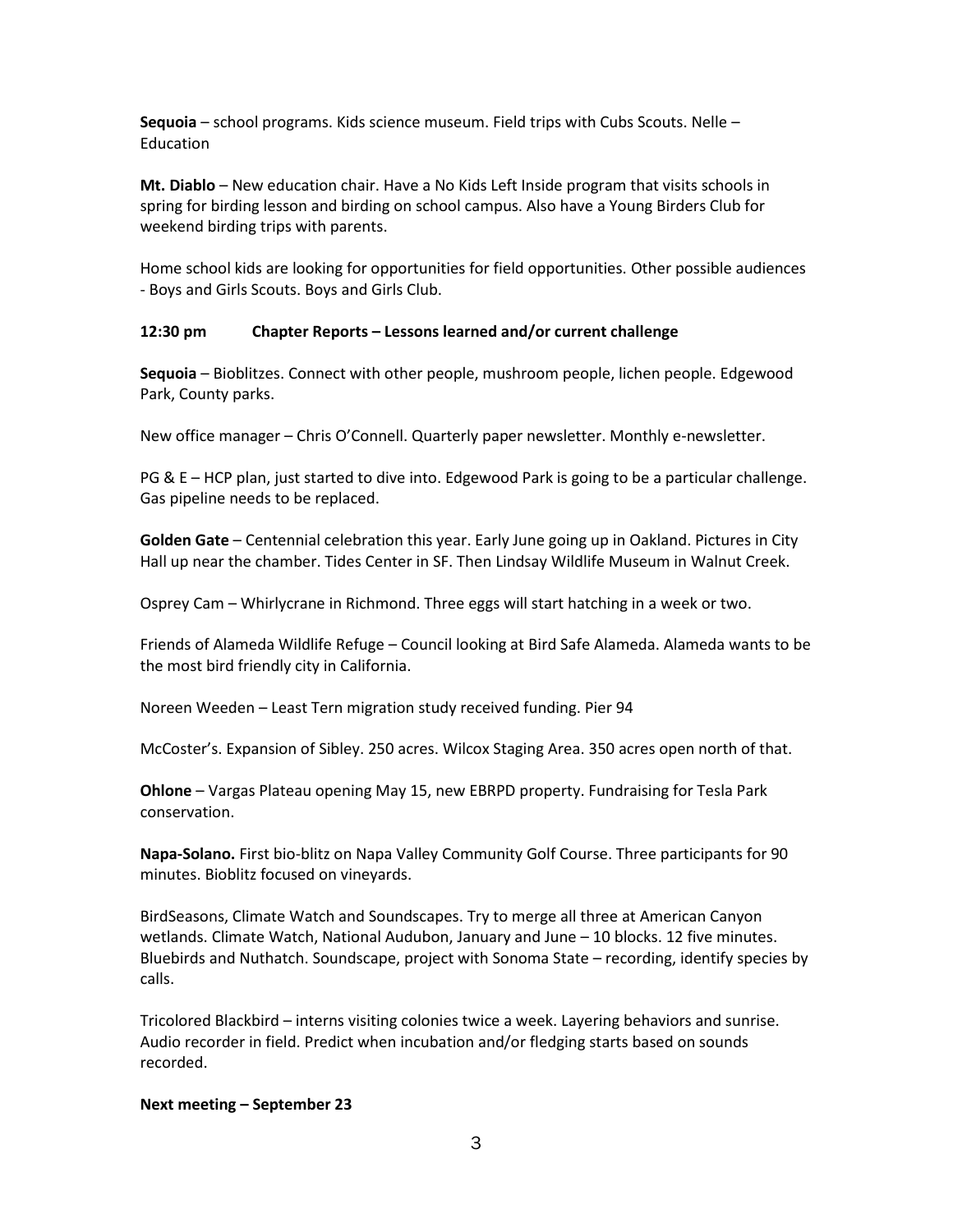**Sequoia** – school programs. Kids science museum. Field trips with Cubs Scouts. Nelle – Education

**Mt. Diablo** – New education chair. Have a No Kids Left Inside program that visits schools in spring for birding lesson and birding on school campus. Also have a Young Birders Club for weekend birding trips with parents.

Home school kids are looking for opportunities for field opportunities. Other possible audiences - Boys and Girls Scouts. Boys and Girls Club.

**12:30 pm Chapter Reports – Lessons learned and/or current challenge**

**Sequoia** – Bioblitzes. Connect with other people, mushroom people, lichen people. Edgewood Park, County parks.

New office manager – Chris O'Connell. Quarterly paper newsletter. Monthly e-newsletter.

PG & E – HCP plan, just started to dive into. Edgewood Park is going to be a particular challenge. Gas pipeline needs to be replaced.

**Golden Gate** – Centennial celebration this year. Early June going up in Oakland. Pictures in City Hall up near the chamber. Tides Center in SF. Then Lindsay Wildlife Museum in Walnut Creek.

Osprey Cam – Whirlycrane in Richmond. Three eggs will start hatching in a week or two.

Friends of Alameda Wildlife Refuge – Council looking at Bird Safe Alameda. Alameda wants to be the most bird friendly city in California.

Noreen Weeden – Least Tern migration study received funding. Pier 94

McCoster's. Expansion of Sibley. 250 acres. Wilcox Staging Area. 350 acres open north of that.

**Ohlone** – Vargas Plateau opening May 15, new EBRPD property. Fundraising for Tesla Park conservation.

**Napa-Solano.** First bio-blitz on Napa Valley Community Golf Course. Three participants for 90 minutes. Bioblitz focused on vineyards.

BirdSeasons, Climate Watch and Soundscapes. Try to merge all three at American Canyon wetlands. Climate Watch, National Audubon, January and June – 10 blocks. 12 five minutes. Bluebirds and Nuthatch. Soundscape, project with Sonoma State – recording, identify species by calls.

Tricolored Blackbird – interns visiting colonies twice a week. Layering behaviors and sunrise. Audio recorder in field. Predict when incubation and/or fledging starts based on sounds recorded.

**Next meeting – September 23**